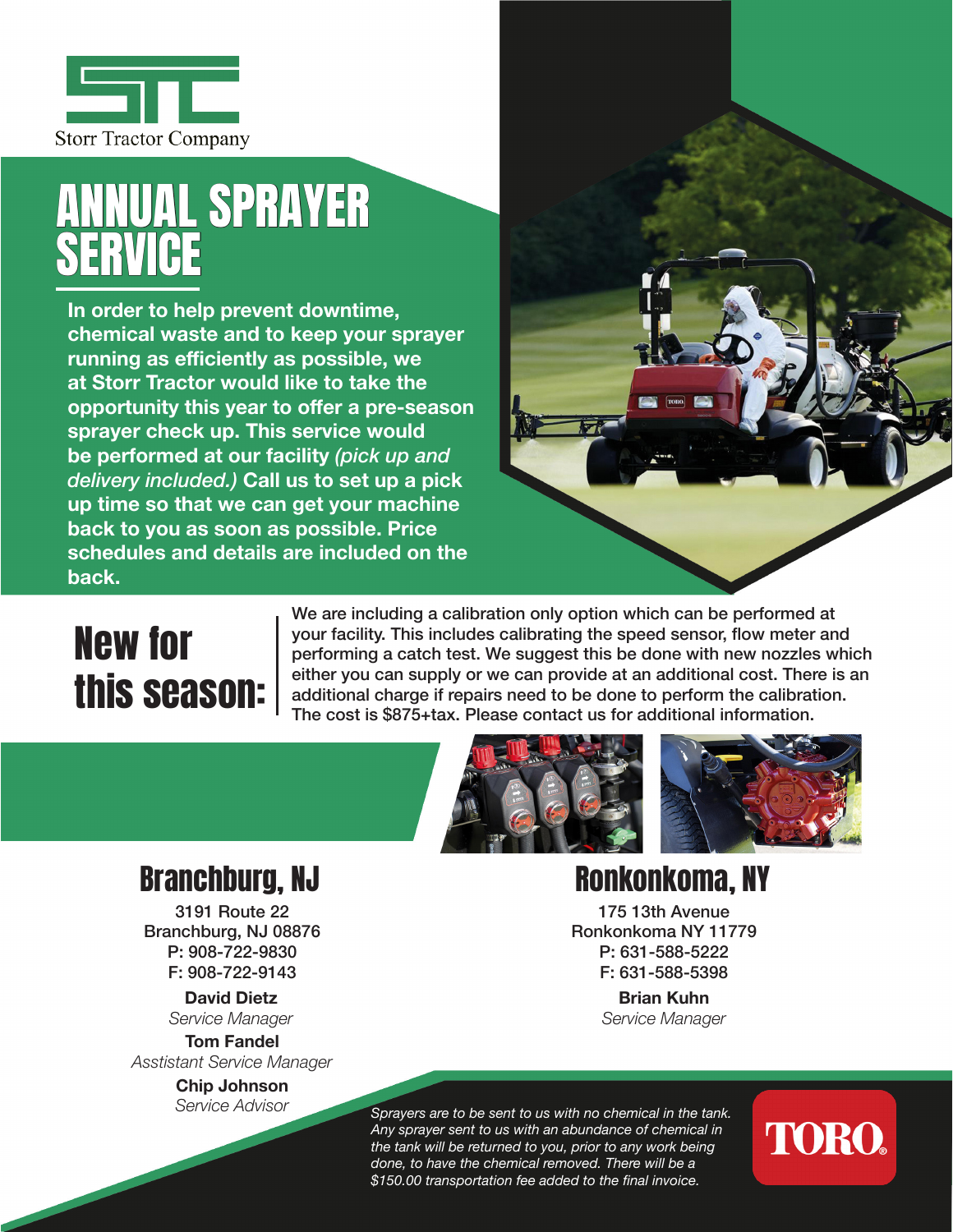Storr Tractor Company

# ANNUAL SPRAYER SERVICE

**In order to help prevent downtime, chemical waste and to keep your sprayer running as efficiently as possible, we at Storr Tractor would like to take the opportunity this year to offer a pre-season sprayer check up. This service would be performed at our facility *(pick up and delivery included.)* Call us to set up a pick up time so that we can get your machine back to you as soon as possible. Price schedules and details are included on the back.**

## New for this season:

We are including a calibration only option which can be performed at your facility. This includes calibrating the speed sensor, flow meter and performing a catch test. We suggest this be done with new nozzles which either you can supply or we can provide at an additional cost. There is an additional charge if repairs need to be done to perform the calibration. The cost is $875+tax. Please contact us for additional information.

## Branchburg, NJ

3191 Route 22
Branchburg, NJ 08876
P: 908-722-9830
F: 908-722-9143

**David Dietz**
*Service Manager*

**Tom Fandel**
*Asstistant Service Manager*

**Chip Johnson**
*Service Advisor*

## Ronkonkoma, NY

175 13th Avenue
Ronkonkoma NY 11779
P: 631-588-5222
F: 631-588-5398

**Brian Kuhn**
*Service Manager*

*Sprayers are to be sent to us with no chemical in the tank. Any sprayer sent to us with an abundance of chemical in the tank will be returned to you, prior to any work being done, to have the chemical removed. There will be a $150.00 transportation fee added to the final invoice.*

TORO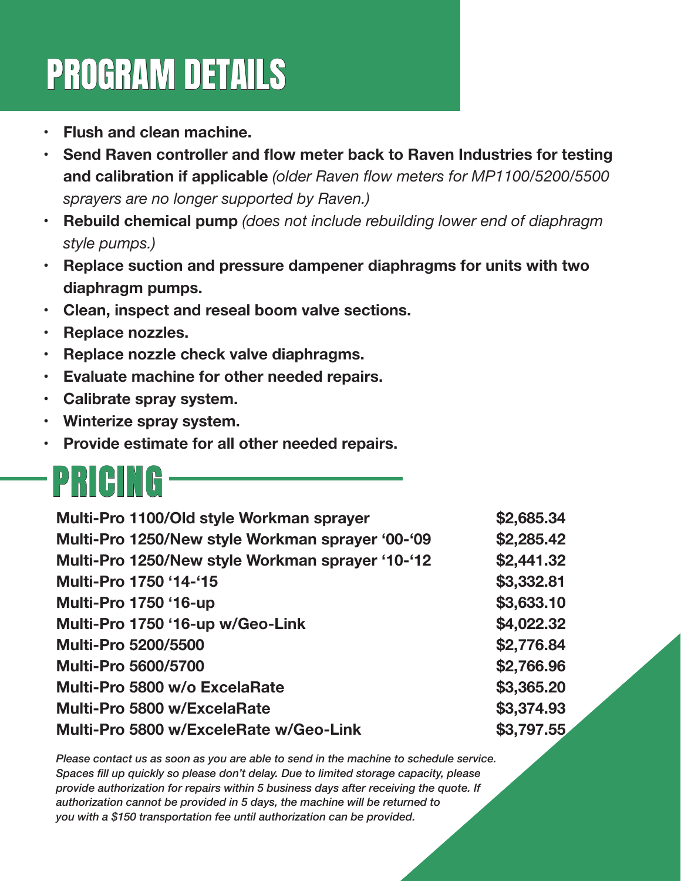# PROGRAM DETAILS

- **Flush and clean machine.**
- **Send Raven controller and flow meter back to Raven Industries for testing and calibration if applicable** *(older Raven flow meters for MP1100/5200/5500 sprayers are no longer supported by Raven.)*
- **Rebuild chemical pump** *(does not include rebuilding lower end of diaphragm style pumps.)*
- **Replace suction and pressure dampener diaphragms for units with two diaphragm pumps.**
- **Clean, inspect and reseal boom valve sections.**
- **Replace nozzles.**
- **Replace nozzle check valve diaphragms.**
- **Evaluate machine for other needed repairs.**
- **Calibrate spray system.**
- **Winterize spray system.**
- **Provide estimate for all other needed repairs.**

## PRICING

| | |
|---|---|
| **Multi-Pro 1100/Old style Workman sprayer** | **$2,685.34** |
| **Multi-Pro 1250/New style Workman sprayer '00-'09** | **$2,285.42** |
| **Multi-Pro 1250/New style Workman sprayer '10-'12** | **$2,441.32** |
| **Multi-Pro 1750 '14-'15** | **$3,332.81** |
| **Multi-Pro 1750 '16-up** | **$3,633.10** |
| **Multi-Pro 1750 '16-up w/Geo-Link** | **$4,022.32** |
| **Multi-Pro 5200/5500** | **$2,776.84** |
| **Multi-Pro 5600/5700** | **$2,766.96** |
| **Multi-Pro 5800 w/o ExcelaRate** | **$3,365.20** |
| **Multi-Pro 5800 w/ExcelaRate** | **$3,374.93** |
| **Multi-Pro 5800 w/ExceleRate w/Geo-Link** | **$3,797.55** |

*Please contact us as soon as you are able to send in the machine to schedule service. Spaces fill up quickly so please don't delay. Due to limited storage capacity, please provide authorization for repairs within 5 business days after receiving the quote. If authorization cannot be provided in 5 days, the machine will be returned to you with a $150 transportation fee until authorization can be provided.*